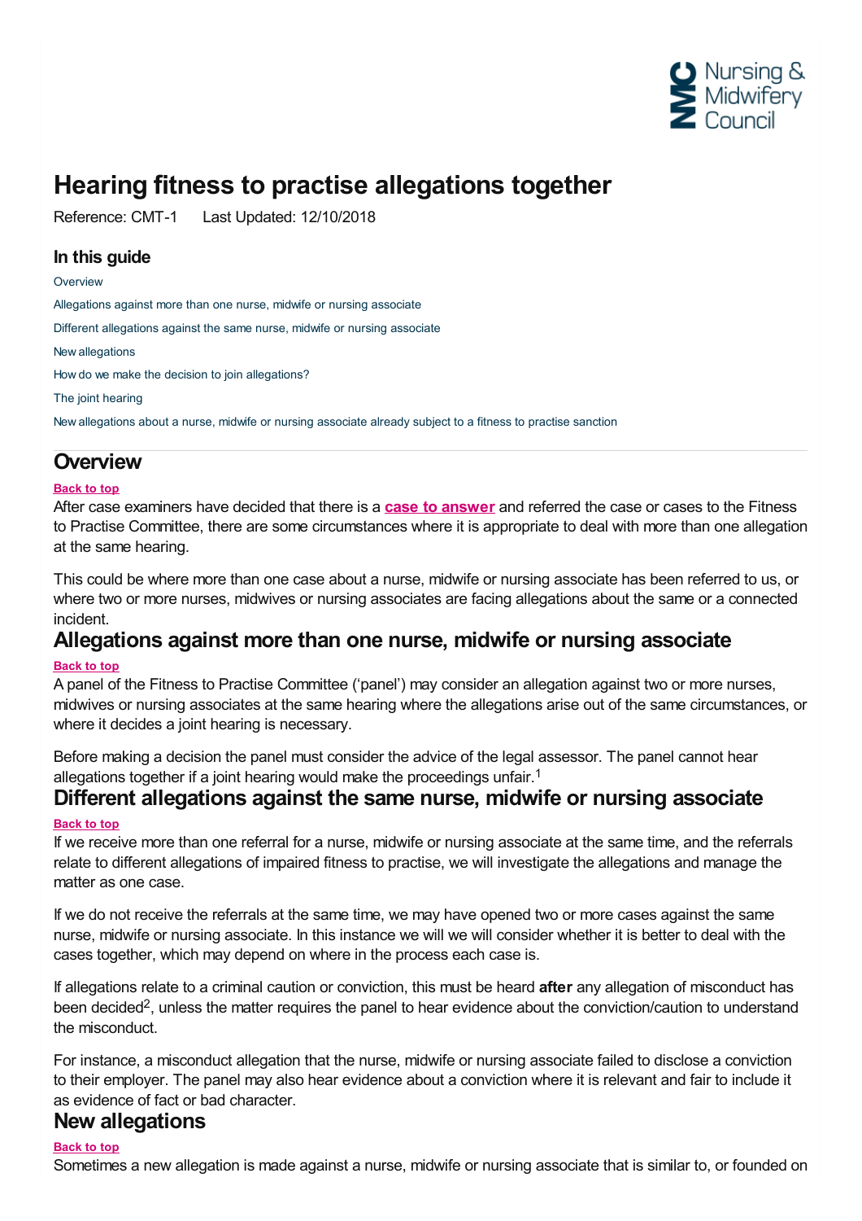# Hearing fitness to practise allegations together

Reference: CMT-1     Last Updated: 12/10/2018

### In this guide

Overview

Allegations against more than one nurse, midwife or nursing associate

Different allegations against the same nurse, midwife or nursing associate

New allegations

How do we make the decision to join allegations?

The joint hearing

New allegations about a nurse, midwife or nursing associate already subject to a fitness to practise sanction

## Overview

Back to top

After case examiners have decided that there is a **case to answer** and referred the case or cases to the Fitness to Practise Committee, there are some circumstances where it is appropriate to deal with more than one allegation at the same hearing.

This could be where more than one case about a nurse, midwife or nursing associate has been referred to us, or where two or more nurses, midwives or nursing associates are facing allegations about the same or a connected incident.

## Allegations against more than one nurse, midwife or nursing associate

Back to top

A panel of the Fitness to Practise Committee ('panel') may consider an allegation against two or more nurses, midwives or nursing associates at the same hearing where the allegations arise out of the same circumstances, or where it decides a joint hearing is necessary.

Before making a decision the panel must consider the advice of the legal assessor. The panel cannot hear allegations together if a joint hearing would make the proceedings unfair.[1]

## Different allegations against the same nurse, midwife or nursing associate

Back to top

If we receive more than one referral for a nurse, midwife or nursing associate at the same time, and the referrals relate to different allegations of impaired fitness to practise, we will investigate the allegations and manage the matter as one case.

If we do not receive the referrals at the same time, we may have opened two or more cases against the same nurse, midwife or nursing associate. In this instance we will we will consider whether it is better to deal with the cases together, which may depend on where in the process each case is.

If allegations relate to a criminal caution or conviction, this must be heard **after** any allegation of misconduct has been decided[2], unless the matter requires the panel to hear evidence about the conviction/caution to understand the misconduct.

For instance, a misconduct allegation that the nurse, midwife or nursing associate failed to disclose a conviction to their employer. The panel may also hear evidence about a conviction where it is relevant and fair to include it as evidence of fact or bad character.

## New allegations

Back to top

Sometimes a new allegation is made against a nurse, midwife or nursing associate that is similar to, or founded on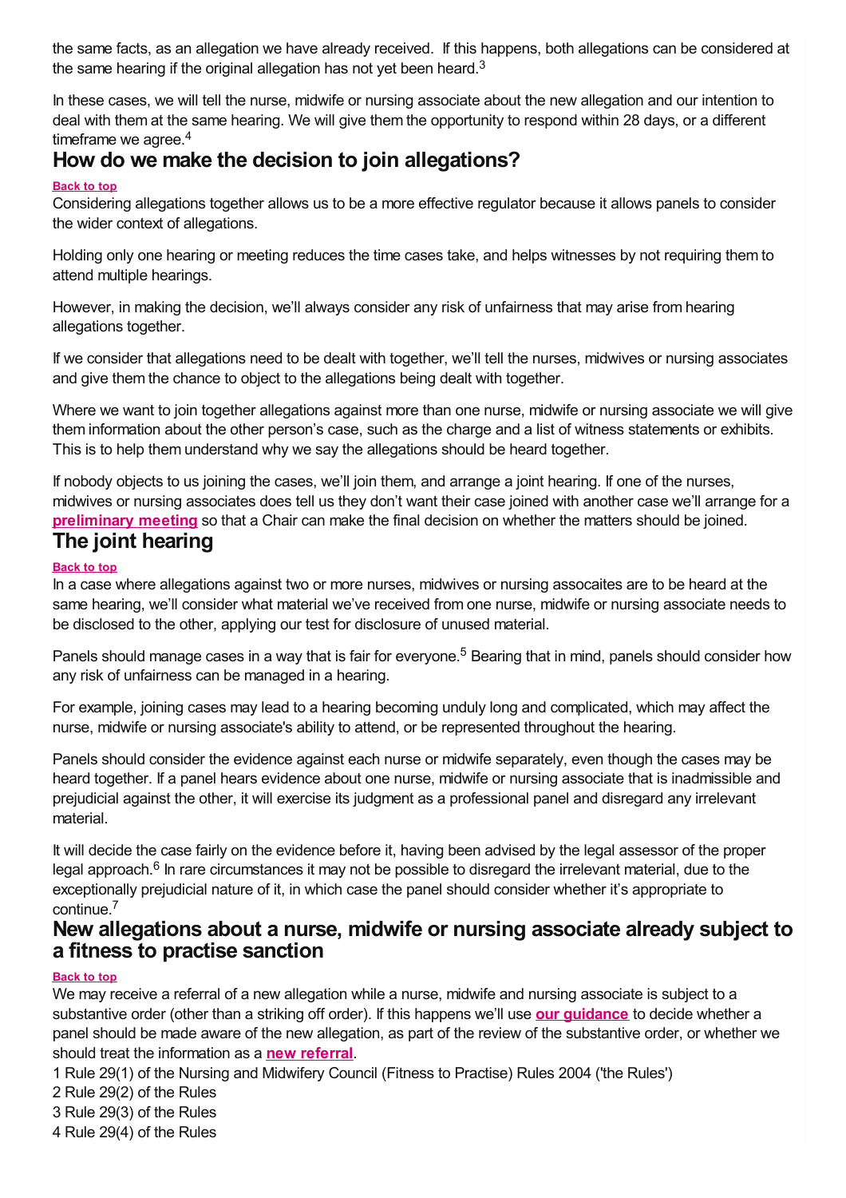the same facts, as an allegation we have already received. If this happens, both allegations can be considered at the same hearing if the original allegation has not yet been heard.[3]

In these cases, we will tell the nurse, midwife or nursing associate about the new allegation and our intention to deal with them at the same hearing. We will give them the opportunity to respond within 28 days, or a different timeframe we agree.[4]

## How do we make the decision to join allegations?

**Back to top**

Considering allegations together allows us to be a more effective regulator because it allows panels to consider the wider context of allegations.

Holding only one hearing or meeting reduces the time cases take, and helps witnesses by not requiring them to attend multiple hearings.

However, in making the decision, we'll always consider any risk of unfairness that may arise from hearing allegations together.

If we consider that allegations need to be dealt with together, we'll tell the nurses, midwives or nursing associates and give them the chance to object to the allegations being dealt with together.

Where we want to join together allegations against more than one nurse, midwife or nursing associate we will give them information about the other person's case, such as the charge and a list of witness statements or exhibits. This is to help them understand why we say the allegations should be heard together.

If nobody objects to us joining the cases, we'll join them, and arrange a joint hearing. If one of the nurses, midwives or nursing associates does tell us they don't want their case joined with another case we'll arrange for a **preliminary meeting** so that a Chair can make the final decision on whether the matters should be joined.

## The joint hearing

**Back to top**

In a case where allegations against two or more nurses, midwives or nursing assocaites are to be heard at the same hearing, we'll consider what material we've received from one nurse, midwife or nursing associate needs to be disclosed to the other, applying our test for disclosure of unused material.

Panels should manage cases in a way that is fair for everyone.[5] Bearing that in mind, panels should consider how any risk of unfairness can be managed in a hearing.

For example, joining cases may lead to a hearing becoming unduly long and complicated, which may affect the nurse, midwife or nursing associate's ability to attend, or be represented throughout the hearing.

Panels should consider the evidence against each nurse or midwife separately, even though the cases may be heard together. If a panel hears evidence about one nurse, midwife or nursing associate that is inadmissible and prejudicial against the other, it will exercise its judgment as a professional panel and disregard any irrelevant material.

It will decide the case fairly on the evidence before it, having been advised by the legal assessor of the proper legal approach.[6] In rare circumstances it may not be possible to disregard the irrelevant material, due to the exceptionally prejudicial nature of it, in which case the panel should consider whether it's appropriate to continue.[7]

## New allegations about a nurse, midwife or nursing associate already subject to a fitness to practise sanction

**Back to top**

We may receive a referral of a new allegation while a nurse, midwife and nursing associate is subject to a substantive order (other than a striking off order). If this happens we'll use **our guidance** to decide whether a panel should be made aware of the new allegation, as part of the review of the substantive order, or whether we should treat the information as a **new referral**.

1 Rule 29(1) of the Nursing and Midwifery Council (Fitness to Practise) Rules 2004 ('the Rules')
2 Rule 29(2) of the Rules
3 Rule 29(3) of the Rules
4 Rule 29(4) of the Rules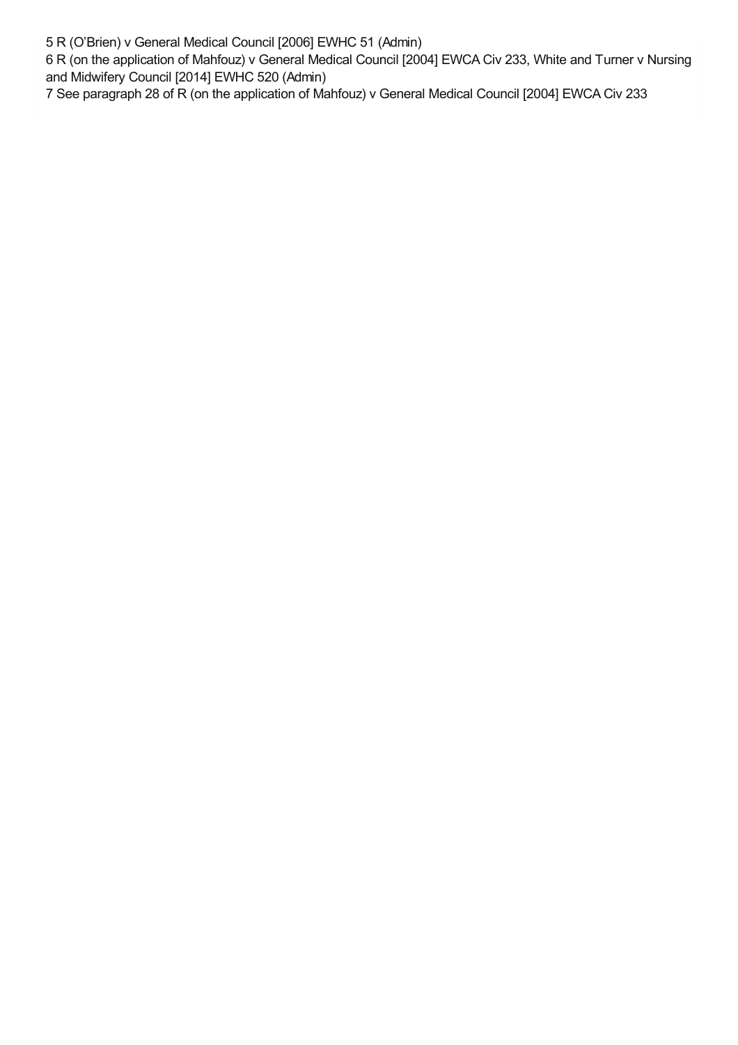5 R (O'Brien) v General Medical Council [2006] EWHC 51 (Admin)

6 R (on the application of Mahfouz) v General Medical Council [2004] EWCA Civ 233, White and Turner v Nursing and Midwifery Council [2014] EWHC 520 (Admin)

7 See paragraph 28 of R (on the application of Mahfouz) v General Medical Council [2004] EWCA Civ 233